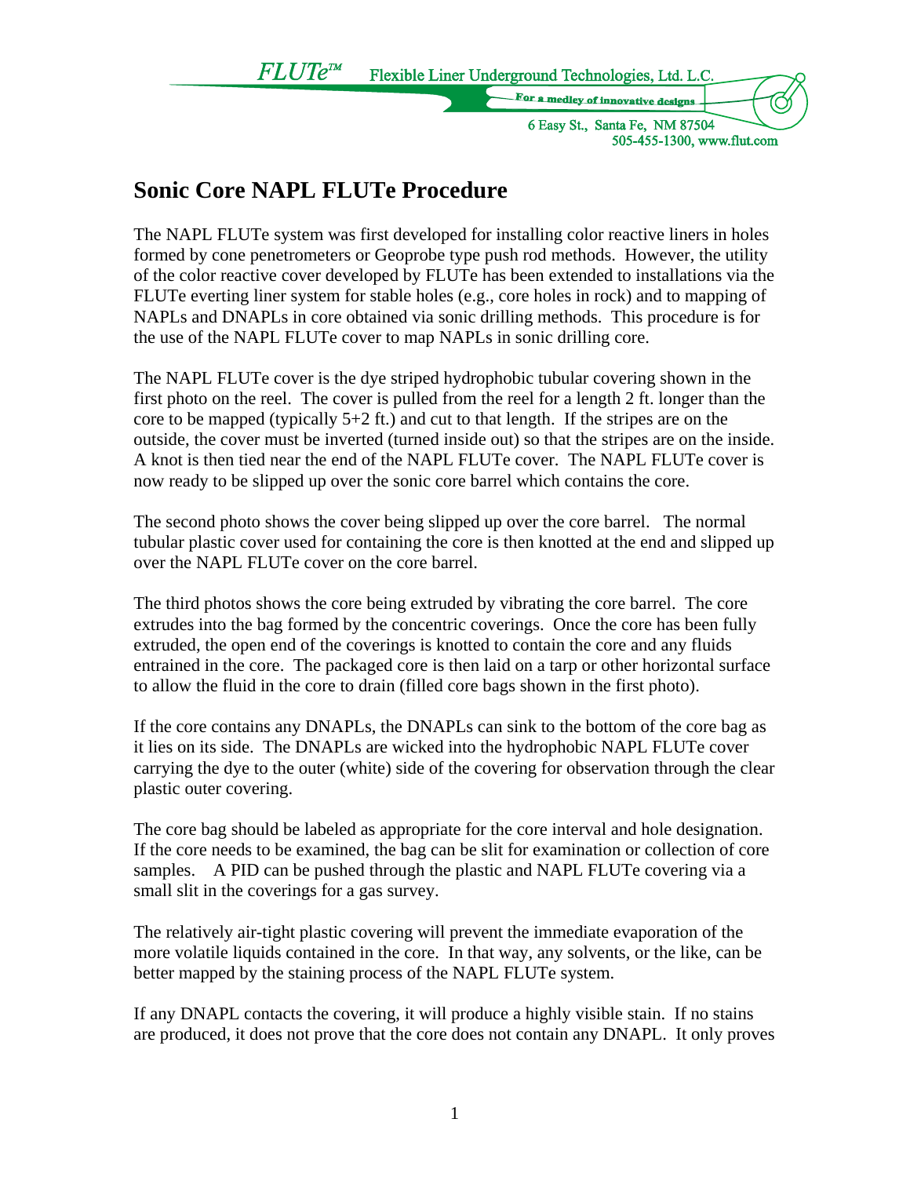FLUTe™ Flexible Liner Underground Technologies, Ltd. L.C.

For a medley of innovative designs

6 Easy St., Santa Fe, NM 87504
505-455-1300, www.flut.com

# Sonic Core NAPL FLUTe Procedure

The NAPL FLUTe system was first developed for installing color reactive liners in holes formed by cone penetrometers or Geoprobe type push rod methods. However, the utility of the color reactive cover developed by FLUTe has been extended to installations via the FLUTe everting liner system for stable holes (e.g., core holes in rock) and to mapping of NAPLs and DNAPLs in core obtained via sonic drilling methods. This procedure is for the use of the NAPL FLUTe cover to map NAPLs in sonic drilling core.

The NAPL FLUTe cover is the dye striped hydrophobic tubular covering shown in the first photo on the reel. The cover is pulled from the reel for a length 2 ft. longer than the core to be mapped (typically 5+2 ft.) and cut to that length. If the stripes are on the outside, the cover must be inverted (turned inside out) so that the stripes are on the inside. A knot is then tied near the end of the NAPL FLUTe cover. The NAPL FLUTe cover is now ready to be slipped up over the sonic core barrel which contains the core.

The second photo shows the cover being slipped up over the core barrel. The normal tubular plastic cover used for containing the core is then knotted at the end and slipped up over the NAPL FLUTe cover on the core barrel.

The third photos shows the core being extruded by vibrating the core barrel. The core extrudes into the bag formed by the concentric coverings. Once the core has been fully extruded, the open end of the coverings is knotted to contain the core and any fluids entrained in the core. The packaged core is then laid on a tarp or other horizontal surface to allow the fluid in the core to drain (filled core bags shown in the first photo).

If the core contains any DNAPLs, the DNAPLs can sink to the bottom of the core bag as it lies on its side. The DNAPLs are wicked into the hydrophobic NAPL FLUTe cover carrying the dye to the outer (white) side of the covering for observation through the clear plastic outer covering.

The core bag should be labeled as appropriate for the core interval and hole designation. If the core needs to be examined, the bag can be slit for examination or collection of core samples. A PID can be pushed through the plastic and NAPL FLUTe covering via a small slit in the coverings for a gas survey.

The relatively air-tight plastic covering will prevent the immediate evaporation of the more volatile liquids contained in the core. In that way, any solvents, or the like, can be better mapped by the staining process of the NAPL FLUTe system.

If any DNAPL contacts the covering, it will produce a highly visible stain. If no stains are produced, it does not prove that the core does not contain any DNAPL. It only proves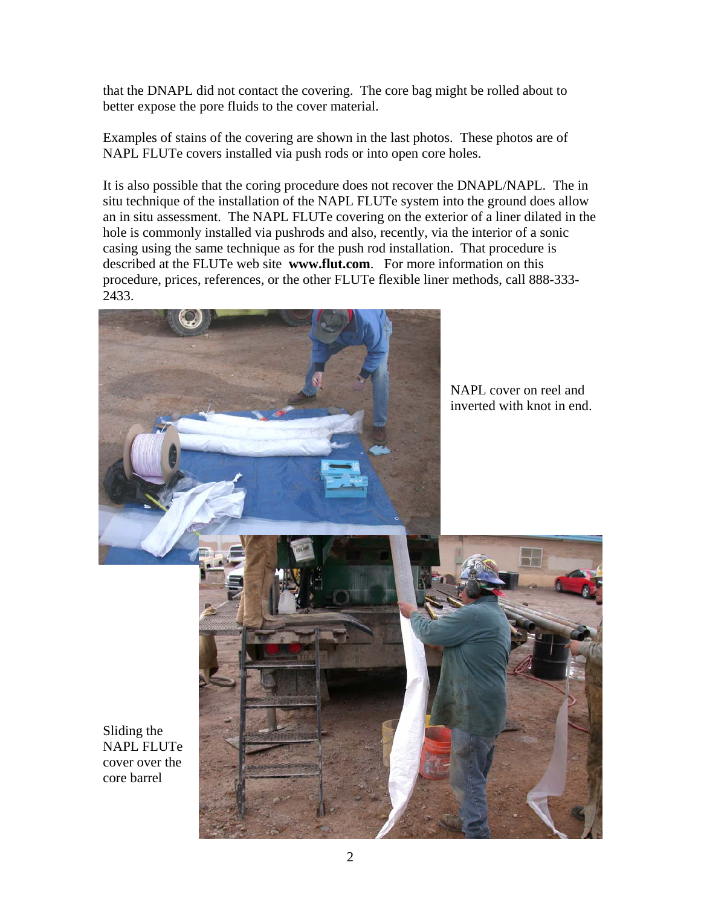that the DNAPL did not contact the covering. The core bag might be rolled about to better expose the pore fluids to the cover material.

Examples of stains of the covering are shown in the last photos. These photos are of NAPL FLUTe covers installed via push rods or into open core holes.

It is also possible that the coring procedure does not recover the DNAPL/NAPL. The in situ technique of the installation of the NAPL FLUTe system into the ground does allow an in situ assessment. The NAPL FLUTe covering on the exterior of a liner dilated in the hole is commonly installed via pushrods and also, recently, via the interior of a sonic casing using the same technique as for the push rod installation. That procedure is described at the FLUTe web site **www.flut.com**. For more information on this procedure, prices, references, or the other FLUTe flexible liner methods, call 888-333-2433.

NAPL cover on reel and inverted with knot in end.

Sliding the NAPL FLUTe cover over the core barrel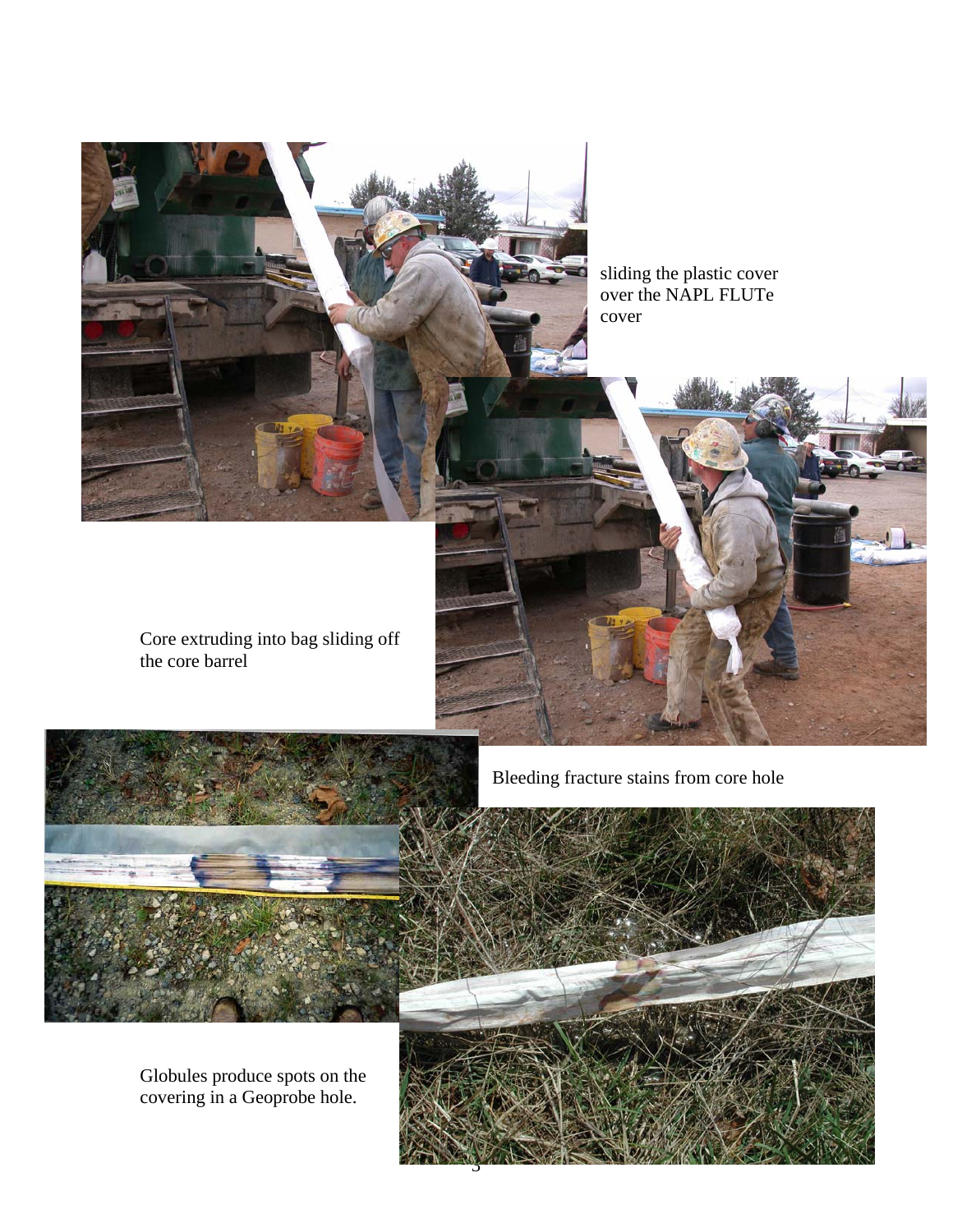sliding the plastic cover over the NAPL FLUTe cover

Core extruding into bag sliding off the core barrel

Bleeding fracture stains from core hole

Globules produce spots on the covering in a Geoprobe hole.